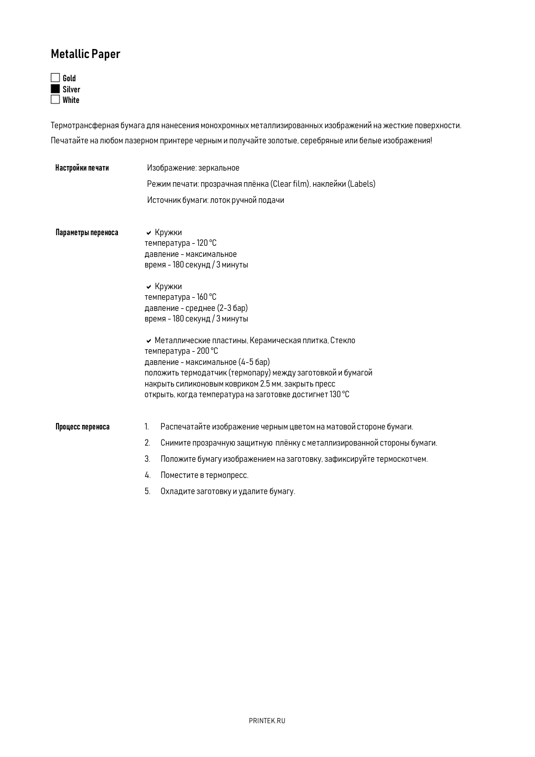# Metallic Paper

- [ ] **Gold**
- [x] **Silver**
- [ ] **White**

Термотрансферная бумага для нанесения монохромных металлизированных изображений на жесткие поверхности.

Печатайте на любом лазерном принтере черным и получайте золотые, серебряные или белые изображения!

**Настройки печати**

Изображение: зеркальное

Режим печати: прозрачная плёнка (Clear film), наклейки (Labels)

Источник бумаги: лоток ручной подачи

**Параметры переноса**

✔ Кружки
температура - 120 °C
давление - максимальное
время - 180 секунд / 3 минуты

✔ Кружки
температура - 160 °C
давление - среднее (2-3 бар)
время - 180 секунд / 3 минуты

✔ Металлические пластины, Керамическая плитка, Стекло
температура - 200 °C
давление - максимальное (4-5 бар)
положить термодатчик (термопару) между заготовкой и бумагой
накрыть силиконовым ковриком 2,5 мм, закрыть пресс
открыть, когда температура на заготовке достигнет 130 °C

**Процесс переноса**

1. Распечатайте изображение черным цветом на матовой стороне бумаги.
2. Снимите прозрачную защитную плёнку с металлизированной стороны бумаги.
3. Положите бумагу изображением на заготовку, зафиксируйте термоскотчем.
4. Поместите в термопресс.
5. Охладите заготовку и удалите бумагу.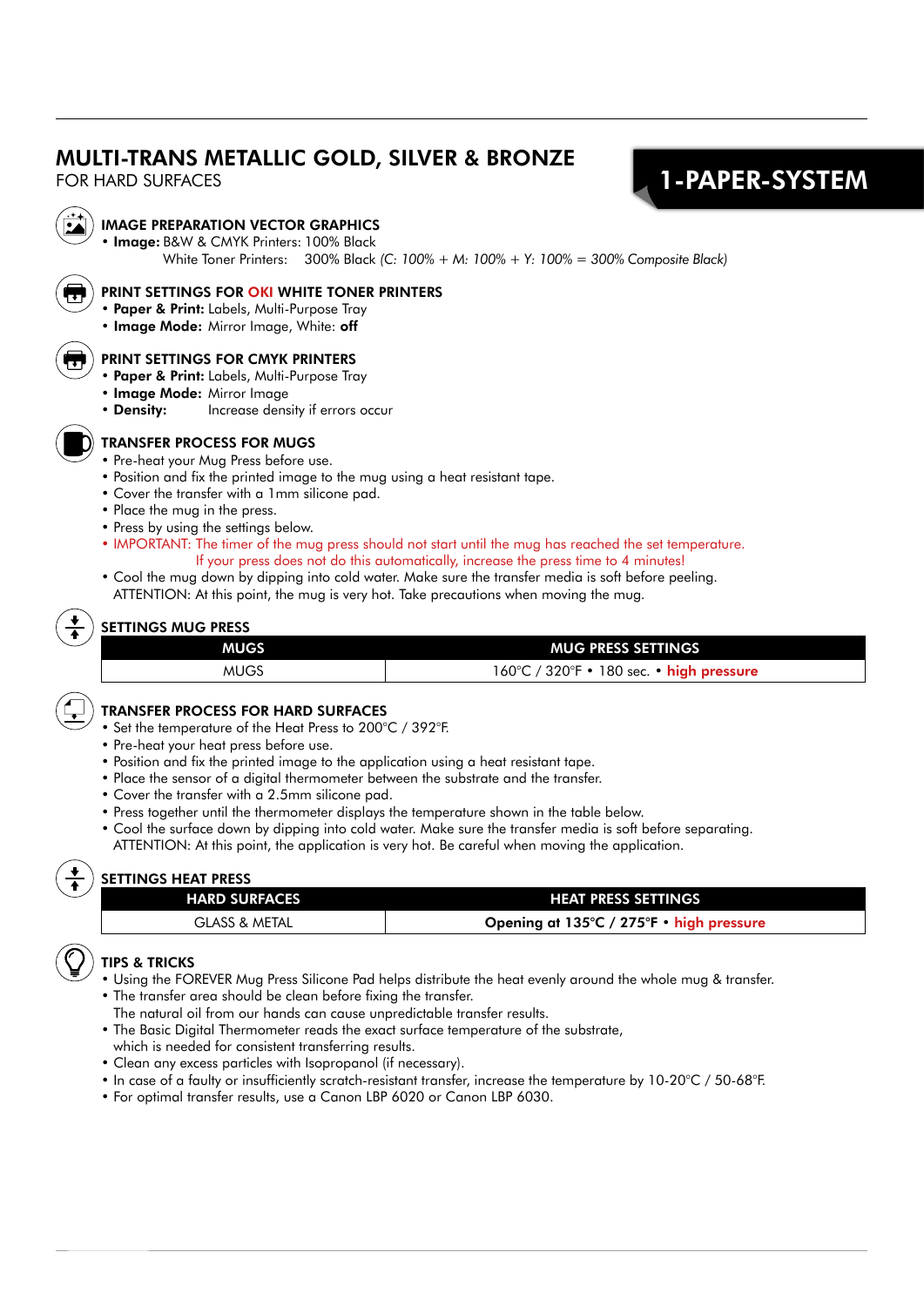# MULTI-TRANS METALLIC GOLD, SILVER & BRONZE

FOR HARD SURFACES

**1-PAPER-SYSTEM**

## IMAGE PREPARATION VECTOR GRAPHICS

- **Image:** B&W & CMYK Printers: 100% Black
  White Toner Printers: 300% Black *(C: 100% + M: 100% + Y: 100% = 300% Composite Black)*

## PRINT SETTINGS FOR OKI WHITE TONER PRINTERS

- **Paper & Print:** Labels, Multi-Purpose Tray
- **Image Mode:** Mirror Image, White: **off**

## PRINT SETTINGS FOR CMYK PRINTERS

- **Paper & Print:** Labels, Multi-Purpose Tray
- **Image Mode:** Mirror Image
- **Density:** Increase density if errors occur

## TRANSFER PROCESS FOR MUGS

- Pre-heat your Mug Press before use.
- Position and fix the printed image to the mug using a heat resistant tape.
- Cover the transfer with a 1mm silicone pad.
- Place the mug in the press.
- Press by using the settings below.
- IMPORTANT: The timer of the mug press should not start until the mug has reached the set temperature. If your press does not do this automatically, increase the press time to 4 minutes!
- Cool the mug down by dipping into cold water. Make sure the transfer media is soft before peeling. ATTENTION: At this point, the mug is very hot. Take precautions when moving the mug.

## SETTINGS MUG PRESS

| MUGS | MUG PRESS SETTINGS |
|---|---|
| MUGS | 160°C / 320°F • 180 sec. • high pressure |

## TRANSFER PROCESS FOR HARD SURFACES

- Set the temperature of the Heat Press to 200°C / 392°F.
- Pre-heat your heat press before use.
- Position and fix the printed image to the application using a heat resistant tape.
- Place the sensor of a digital thermometer between the substrate and the transfer.
- Cover the transfer with a 2.5mm silicone pad.
- Press together until the thermometer displays the temperature shown in the table below.
- Cool the surface down by dipping into cold water. Make sure the transfer media is soft before separating. ATTENTION: At this point, the application is very hot. Be careful when moving the application.

## SETTINGS HEAT PRESS

| HARD SURFACES | HEAT PRESS SETTINGS |
|---|---|
| GLASS & METAL | **Opening at 135°C / 275°F • high pressure** |

## TIPS & TRICKS

- Using the FOREVER Mug Press Silicone Pad helps distribute the heat evenly around the whole mug & transfer.
- The transfer area should be clean before fixing the transfer. The natural oil from our hands can cause unpredictable transfer results.
- The Basic Digital Thermometer reads the exact surface temperature of the substrate, which is needed for consistent transferring results.
- Clean any excess particles with Isopropanol (if necessary).
- In case of a faulty or insufficiently scratch-resistant transfer, increase the temperature by 10-20°C / 50-68°F.
- For optimal transfer results, use a Canon LBP 6020 or Canon LBP 6030.